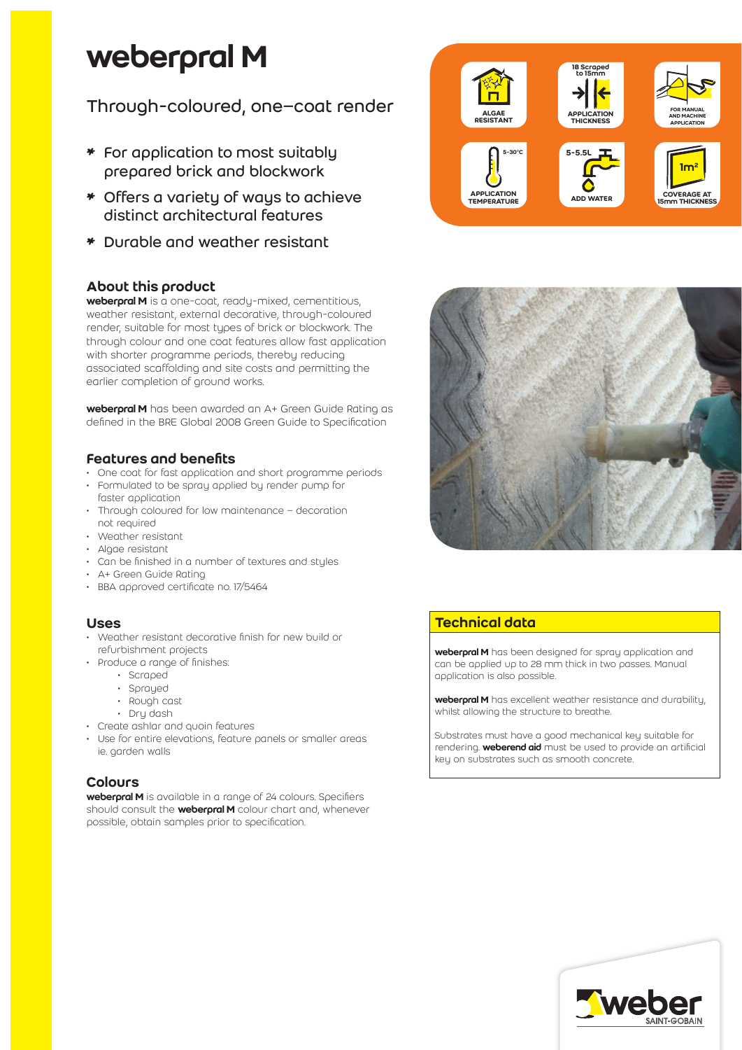# weberpral M

## Through-coloured, one–coat render

* For application to most suitably prepared brick and blockwork
* Offers a variety of ways to achieve distinct architectural features
* Durable and weather resistant

ALGAE RESISTANT

18 Scraped to 15mm APPLICATION THICKNESS

FOR MANUAL AND MACHINE APPLICATION

5-30°C APPLICATION TEMPERATURE

5-5.5L ADD WATER

1m² COVERAGE AT 15mm THICKNESS

### About this product

**weberpral M** is a one-coat, ready-mixed, cementitious, weather resistant, external decorative, through-coloured render, suitable for most types of brick or blockwork. The through colour and one coat features allow fast application with shorter programme periods, thereby reducing associated scaffolding and site costs and permitting the earlier completion of ground works.

**weberpral M** has been awarded an A+ Green Guide Rating as defined in the BRE Global 2008 Green Guide to Specification

### Features and benefits

- One coat for fast application and short programme periods
- Formulated to be spray applied by render pump for faster application
- Through coloured for low maintenance – decoration not required
- Weather resistant
- Algae resistant
- Can be finished in a number of textures and styles
- A+ Green Guide Rating
- BBA approved certificate no. 17/5464

### Uses

- Weather resistant decorative finish for new build or refurbishment projects
- Produce a range of finishes:
  - Scraped
  - Sprayed
  - Rough cast
  - Dry dash
- Create ashlar and quoin features
- Use for entire elevations, feature panels or smaller areas ie. garden walls

### Colours

**weberpral M** is available in a range of 24 colours. Specifiers should consult the **weberpral M** colour chart and, whenever possible, obtain samples prior to specification.

### Technical data

**weberpral M** has been designed for spray application and can be applied up to 28 mm thick in two passes. Manual application is also possible.

**weberpral M** has excellent weather resistance and durability, whilst allowing the structure to breathe.

Substrates must have a good mechanical key suitable for rendering. **weberend aid** must be used to provide an artificial key on substrates such as smooth concrete.

weber SAINT-GOBAIN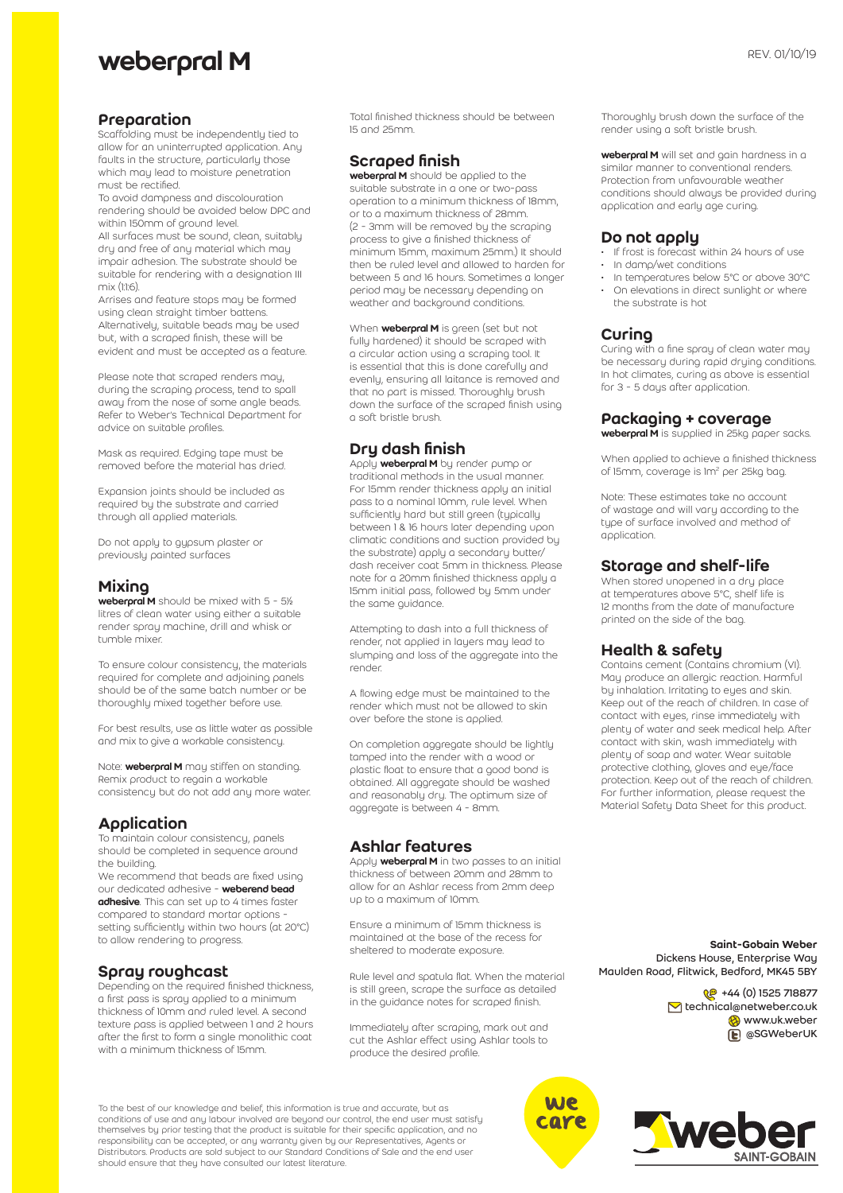# weberpral M

REV. 01/10/19

## Preparation

Scaffolding must be independently tied to allow for an uninterrupted application. Any faults in the structure, particularly those which may lead to moisture penetration must be rectified.

To avoid dampness and discolouration rendering should be avoided below DPC and within 150mm of ground level.

All surfaces must be sound, clean, suitably dry and free of any material which may impair adhesion. The substrate should be suitable for rendering with a designation III mix (1:1:6).

Arrises and feature stops may be formed using clean straight timber battens. Alternatively, suitable beads may be used but, with a scraped finish, these will be evident and must be accepted as a feature.

Please note that scraped renders may, during the scraping process, tend to spall away from the nose of some angle beads. Refer to Weber's Technical Department for advice on suitable profiles.

Mask as required. Edging tape must be removed before the material has dried.

Expansion joints should be included as required by the substrate and carried through all applied materials.

Do not apply to gypsum plaster or previously painted surfaces

## Mixing

**weberpral M** should be mixed with 5 - 5½ litres of clean water using either a suitable render spray machine, drill and whisk or tumble mixer.

To ensure colour consistency, the materials required for complete and adjoining panels should be of the same batch number or be thoroughly mixed together before use.

For best results, use as little water as possible and mix to give a workable consistency.

Note: **weberpral M** may stiffen on standing. Remix product to regain a workable consistency but do not add any more water.

## Application

To maintain colour consistency, panels should be completed in sequence around the building.

We recommend that beads are fixed using our dedicated adhesive - **weberend bead adhesive**. This can set up to 4 times faster compared to standard mortar options - setting sufficiently within two hours (at 20°C) to allow rendering to progress.

## Spray roughcast

Depending on the required finished thickness, a first pass is spray applied to a minimum thickness of 10mm and ruled level. A second texture pass is applied between 1 and 2 hours after the first to form a single monolithic coat with a minimum thickness of 15mm.

Total finished thickness should be between 15 and 25mm.

## Scraped finish

**weberpral M** should be applied to the suitable substrate in a one or two-pass operation to a minimum thickness of 18mm, or to a maximum thickness of 28mm. (2 - 3mm will be removed by the scraping process to give a finished thickness of minimum 15mm, maximum 25mm.) It should then be ruled level and allowed to harden for between 5 and 16 hours. Sometimes a longer period may be necessary depending on weather and background conditions.

When **weberpral M** is green (set but not fully hardened) it should be scraped with a circular action using a scraping tool. It is essential that this is done carefully and evenly, ensuring all laitance is removed and that no part is missed. Thoroughly brush down the surface of the scraped finish using a soft bristle brush.

## Dry dash finish

Apply **weberpral M** by render pump or traditional methods in the usual manner. For 15mm render thickness apply an initial pass to a nominal 10mm, rule level. When sufficiently hard but still green (typically between 1 & 16 hours later depending upon climatic conditions and suction provided by the substrate) apply a secondary butter/dash receiver coat 5mm in thickness. Please note for a 20mm finished thickness apply a 15mm initial pass, followed by 5mm under the same guidance.

Attempting to dash into a full thickness of render, not applied in layers may lead to slumping and loss of the aggregate into the render.

A flowing edge must be maintained to the render which must not be allowed to skin over before the stone is applied.

On completion aggregate should be lightly tamped into the render with a wood or plastic float to ensure that a good bond is obtained. All aggregate should be washed and reasonably dry. The optimum size of aggregate is between 4 - 8mm.

## Ashlar features

Apply **weberpral M** in two passes to an initial thickness of between 20mm and 28mm to allow for an Ashlar recess from 2mm deep up to a maximum of 10mm.

Ensure a minimum of 15mm thickness is maintained at the base of the recess for sheltered to moderate exposure.

Rule level and spatula flat. When the material is still green, scrape the surface as detailed in the guidance notes for scraped finish.

Immediately after scraping, mark out and cut the Ashlar effect using Ashlar tools to produce the desired profile.

Thoroughly brush down the surface of the render using a soft bristle brush.

**weberpral M** will set and gain hardness in a similar manner to conventional renders. Protection from unfavourable weather conditions should always be provided during application and early age curing.

## Do not apply

- If frost is forecast within 24 hours of use
- In damp/wet conditions
- In temperatures below 5°C or above 30°C
- On elevations in direct sunlight or where the substrate is hot

## Curing

Curing with a fine spray of clean water may be necessary during rapid drying conditions. In hot climates, curing as above is essential for 3 - 5 days after application.

## Packaging + coverage

**weberpral M** is supplied in 25kg paper sacks.

When applied to achieve a finished thickness of 15mm, coverage is 1m² per 25kg bag.

Note: These estimates take no account of wastage and will vary according to the type of surface involved and method of application.

## Storage and shelf-life

When stored unopened in a dry place at temperatures above 5°C, shelf life is 12 months from the date of manufacture printed on the side of the bag.

## Health & safety

Contains cement (Contains chromium (VI). May produce an allergic reaction. Harmful by inhalation. Irritating to eyes and skin. Keep out of the reach of children. In case of contact with eyes, rinse immediately with plenty of water and seek medical help. After contact with skin, wash immediately with plenty of soap and water. Wear suitable protective clothing, gloves and eye/face protection. Keep out of the reach of children. For further information, please request the Material Safety Data Sheet for this product.

**Saint-Gobain Weber**
Dickens House, Enterprise Way
Maulden Road, Flitwick, Bedford, MK45 5BY

+44 (0) 1525 718877
technical@netweber.co.uk
www.uk.weber
@SGWeberUK

To the best of our knowledge and belief, this information is true and accurate, but as conditions of use and any labour involved are beyond our control, the end user must satisfy themselves by prior testing that the product is suitable for their specific application, and no responsibility can be accepted, or any warranty given by our Representatives, Agents or Distributors. Products are sold subject to our Standard Conditions of Sale and the end user should ensure that they have consulted our latest literature.

we care

weber SAINT-GOBAIN